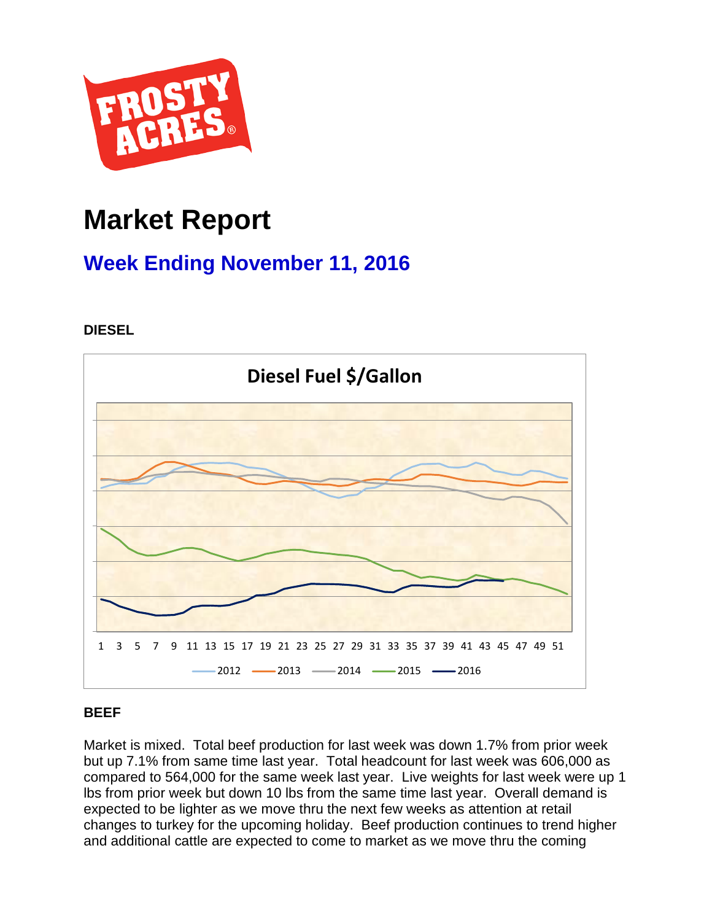# Market Report

## Week Ending November 11, 2016

### DIESEL

Diesel Fuel $/Gallon

1 3 5 7 9 11 13 15 17 19 21 23 25 27 29 31 33 35 37 39 41 43 45 47 49 51

2012 2013 2014 2015 2016

### BEEF

Market is mixed. Total beef production for last week was down 1.7% from prior week but up 7.1% from same time last year. Total headcount for last week was 606,000 as compared to 564,000 for the same week last year. Live weights for last week were up 1 lbs from prior week but down 10 lbs from the same time last year. Overall demand is expected to be lighter as we move thru the next few weeks as attention at retail changes to turkey for the upcoming holiday. Beef production continues to trend higher and additional cattle are expected to come to market as we move thru the coming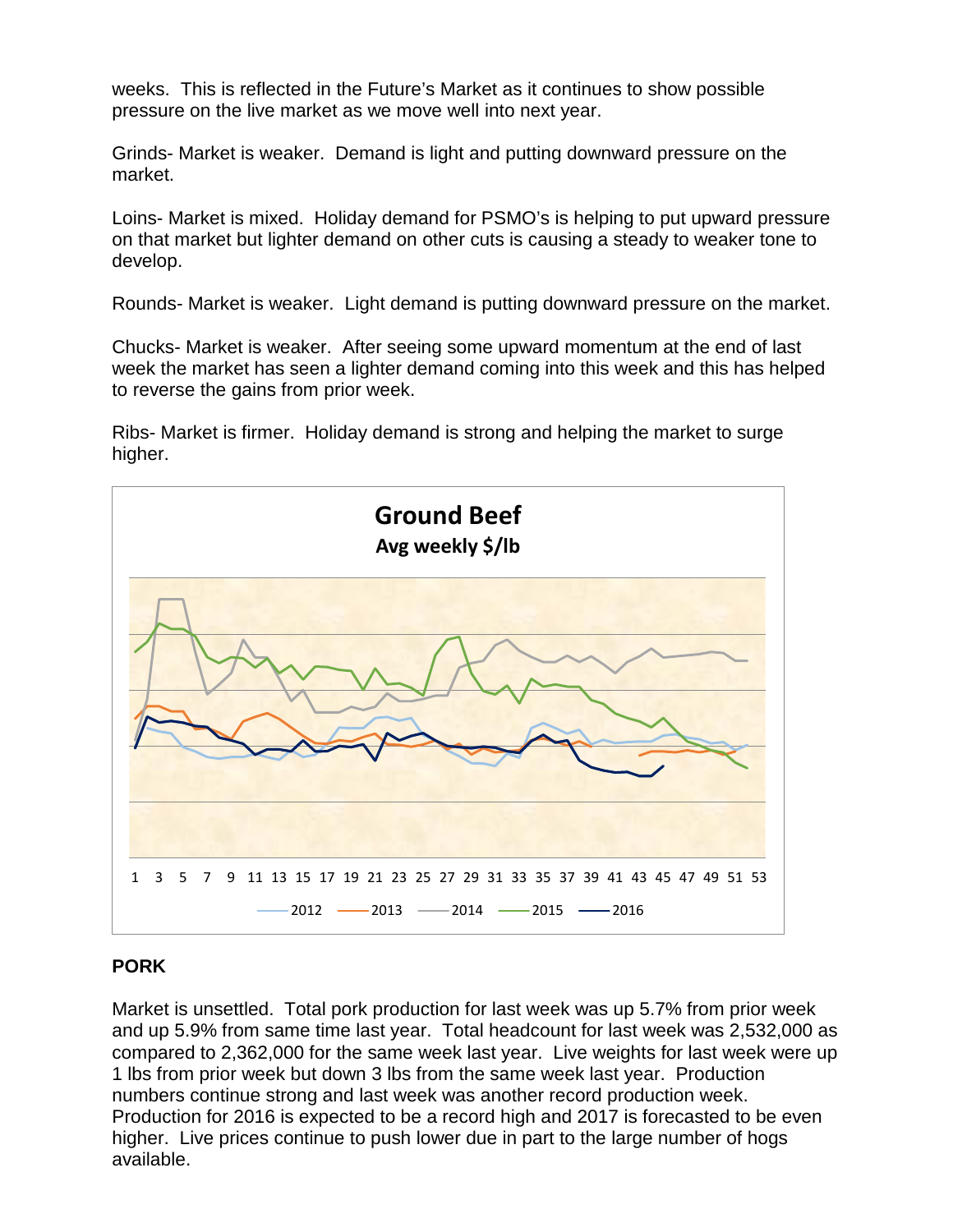weeks. This is reflected in the Future's Market as it continues to show possible pressure on the live market as we move well into next year.

Grinds- Market is weaker. Demand is light and putting downward pressure on the market.

Loins- Market is mixed. Holiday demand for PSMO's is helping to put upward pressure on that market but lighter demand on other cuts is causing a steady to weaker tone to develop.

Rounds- Market is weaker. Light demand is putting downward pressure on the market.

Chucks- Market is weaker. After seeing some upward momentum at the end of last week the market has seen a lighter demand coming into this week and this has helped to reverse the gains from prior week.

Ribs- Market is firmer. Holiday demand is strong and helping the market to surge higher.

**Ground Beef**
**Avg weekly $/lb**

1 3 5 7 9 11 13 15 17 19 21 23 25 27 29 31 33 35 37 39 41 43 45 47 49 51 53

2012 2013 2014 2015 2016

## PORK

Market is unsettled. Total pork production for last week was up 5.7% from prior week and up 5.9% from same time last year. Total headcount for last week was 2,532,000 as compared to 2,362,000 for the same week last year. Live weights for last week were up 1 lbs from prior week but down 3 lbs from the same week last year. Production numbers continue strong and last week was another record production week. Production for 2016 is expected to be a record high and 2017 is forecasted to be even higher. Live prices continue to push lower due in part to the large number of hogs available.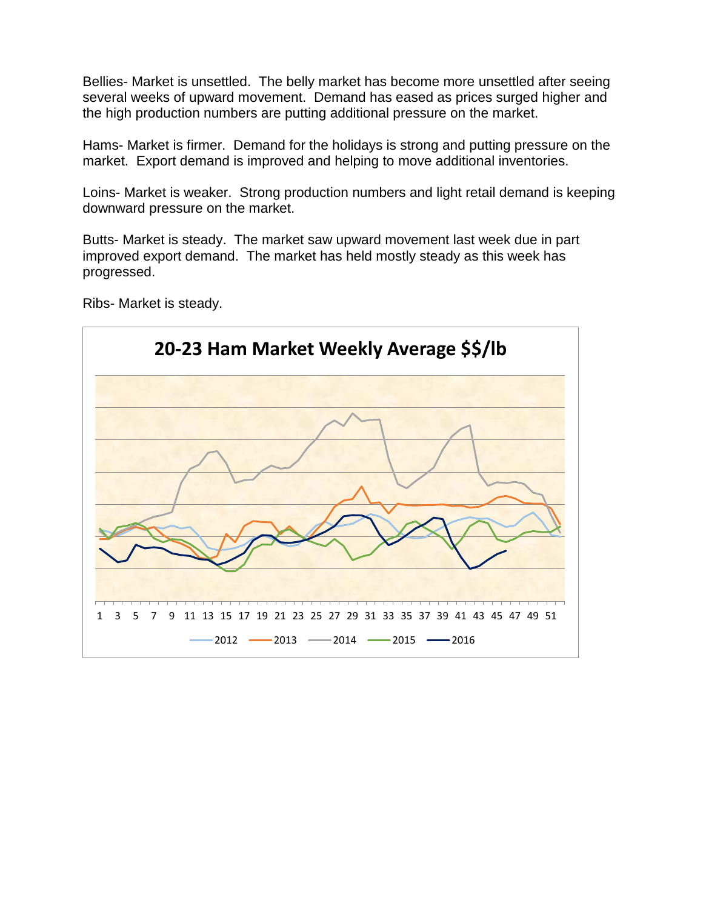Bellies- Market is unsettled. The belly market has become more unsettled after seeing several weeks of upward movement. Demand has eased as prices surged higher and the high production numbers are putting additional pressure on the market.

Hams- Market is firmer. Demand for the holidays is strong and putting pressure on the market. Export demand is improved and helping to move additional inventories.

Loins- Market is weaker. Strong production numbers and light retail demand is keeping downward pressure on the market.

Butts- Market is steady. The market saw upward movement last week due in part improved export demand. The market has held mostly steady as this week has progressed.

Ribs- Market is steady.

**20-23 Ham Market Weekly Average $$/lb**

1 3 5 7 9 11 13 15 17 19 21 23 25 27 29 31 33 35 37 39 41 43 45 47 49 51

2012 2013 2014 2015 2016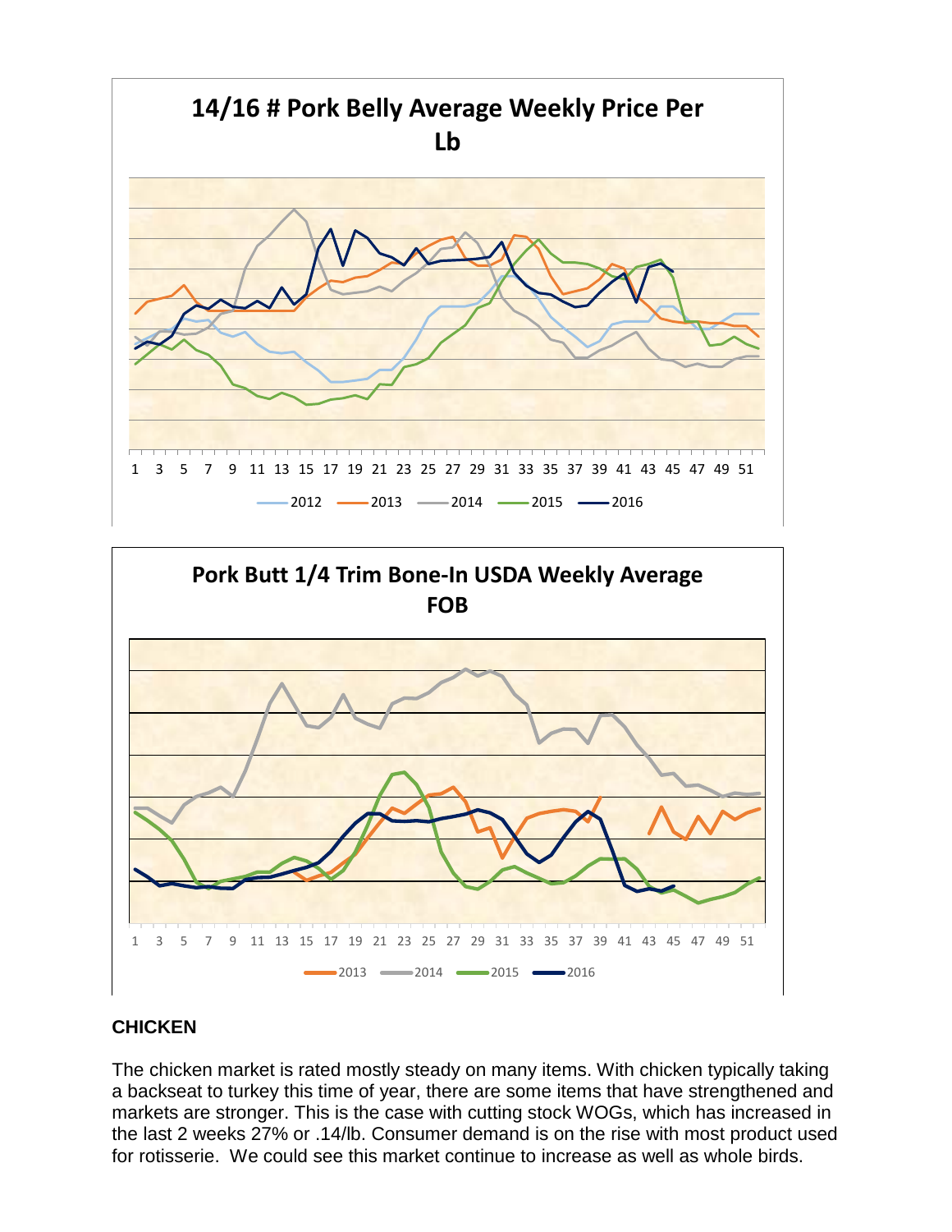## 14/16 # Pork Belly Average Weekly Price Per Lb

1 3 5 7 9 11 13 15 17 19 21 23 25 27 29 31 33 35 37 39 41 43 45 47 49 51

2012 2013 2014 2015 2016

## Pork Butt 1/4 Trim Bone-In USDA Weekly Average FOB

1 3 5 7 9 11 13 15 17 19 21 23 25 27 29 31 33 35 37 39 41 43 45 47 49 51

2013 2014 2015 2016

**CHICKEN**

The chicken market is rated mostly steady on many items. With chicken typically taking a backseat to turkey this time of year, there are some items that have strengthened and markets are stronger. This is the case with cutting stock WOGs, which has increased in the last 2 weeks 27% or .14/lb. Consumer demand is on the rise with most product used for rotisserie. We could see this market continue to increase as well as whole birds.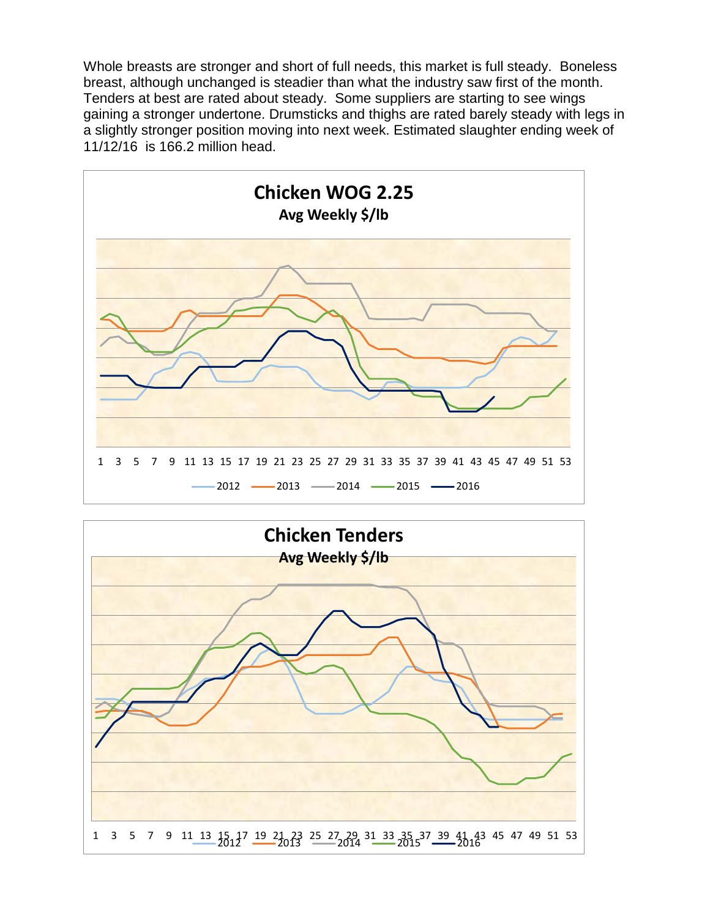Whole breasts are stronger and short of full needs, this market is full steady. Boneless breast, although unchanged is steadier than what the industry saw first of the month. Tenders at best are rated about steady. Some suppliers are starting to see wings gaining a stronger undertone. Drumsticks and thighs are rated barely steady with legs in a slightly stronger position moving into next week. Estimated slaughter ending week of 11/12/16 is 166.2 million head.

**Chicken WOG 2.25**
**Avg Weekly $/lb**

1 3 5 7 9 11 13 15 17 19 21 23 25 27 29 31 33 35 37 39 41 43 45 47 49 51 53

2012 2013 2014 2015 2016

**Chicken Tenders**
**Avg Weekly $/lb**

1 3 5 7 9 11 13 15 17 19 21 23 25 27 29 31 33 35 37 39 41 43 45 47 49 51 53

2012 2013 2014 2015 2016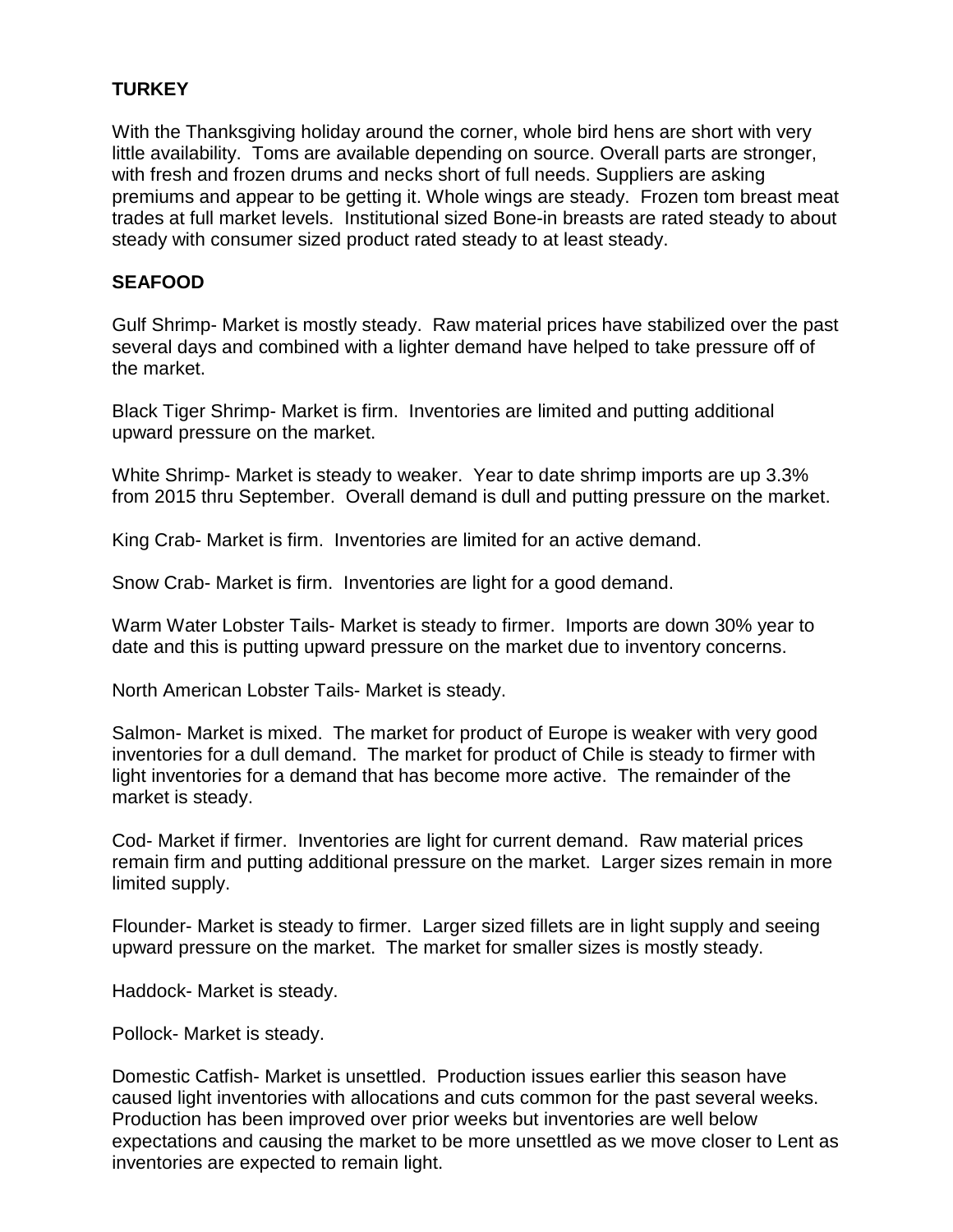## TURKEY

With the Thanksgiving holiday around the corner, whole bird hens are short with very little availability. Toms are available depending on source. Overall parts are stronger, with fresh and frozen drums and necks short of full needs. Suppliers are asking premiums and appear to be getting it. Whole wings are steady. Frozen tom breast meat trades at full market levels. Institutional sized Bone-in breasts are rated steady to about steady with consumer sized product rated steady to at least steady.

## SEAFOOD

Gulf Shrimp- Market is mostly steady. Raw material prices have stabilized over the past several days and combined with a lighter demand have helped to take pressure off of the market.

Black Tiger Shrimp- Market is firm. Inventories are limited and putting additional upward pressure on the market.

White Shrimp- Market is steady to weaker. Year to date shrimp imports are up 3.3% from 2015 thru September. Overall demand is dull and putting pressure on the market.

King Crab- Market is firm. Inventories are limited for an active demand.

Snow Crab- Market is firm. Inventories are light for a good demand.

Warm Water Lobster Tails- Market is steady to firmer. Imports are down 30% year to date and this is putting upward pressure on the market due to inventory concerns.

North American Lobster Tails- Market is steady.

Salmon- Market is mixed. The market for product of Europe is weaker with very good inventories for a dull demand. The market for product of Chile is steady to firmer with light inventories for a demand that has become more active. The remainder of the market is steady.

Cod- Market if firmer. Inventories are light for current demand. Raw material prices remain firm and putting additional pressure on the market. Larger sizes remain in more limited supply.

Flounder- Market is steady to firmer. Larger sized fillets are in light supply and seeing upward pressure on the market. The market for smaller sizes is mostly steady.

Haddock- Market is steady.

Pollock- Market is steady.

Domestic Catfish- Market is unsettled. Production issues earlier this season have caused light inventories with allocations and cuts common for the past several weeks. Production has been improved over prior weeks but inventories are well below expectations and causing the market to be more unsettled as we move closer to Lent as inventories are expected to remain light.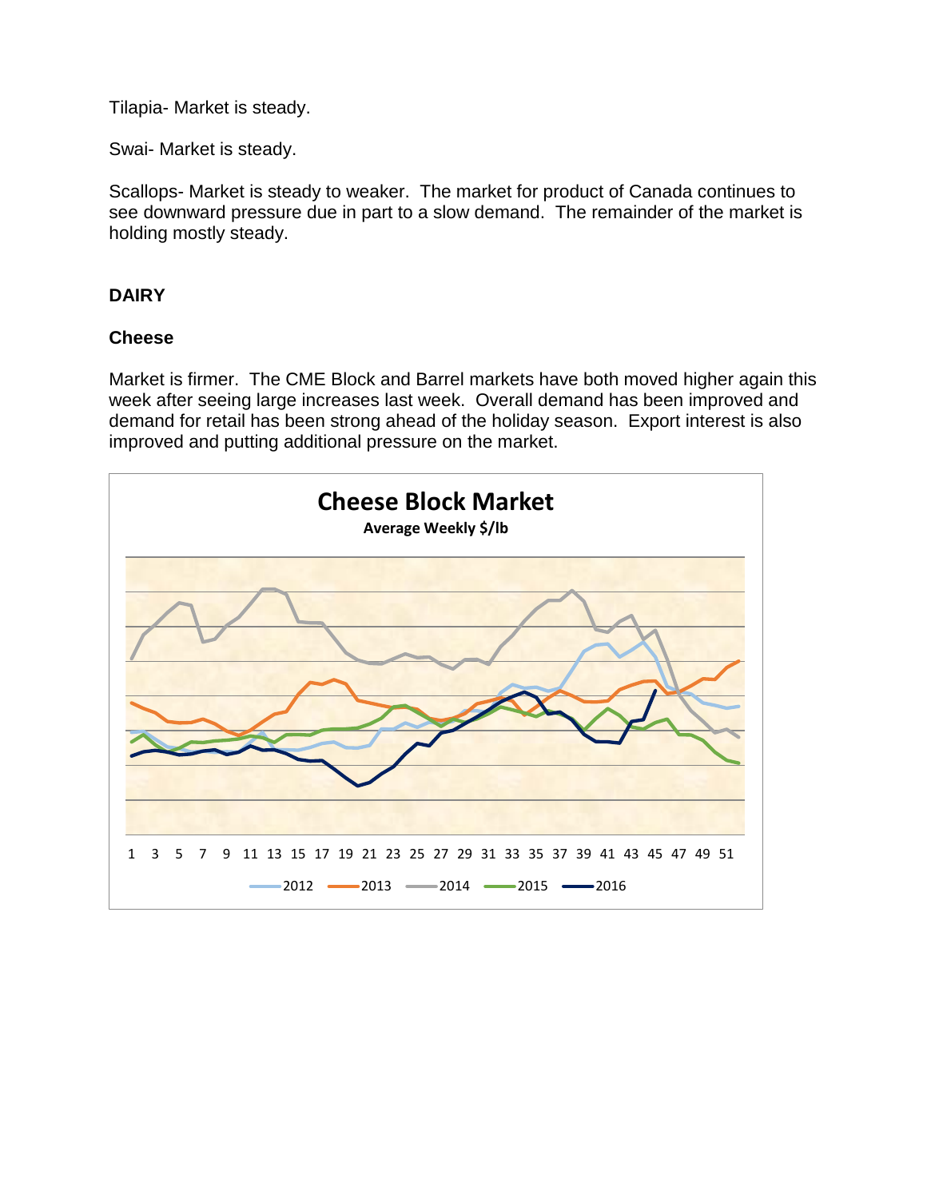Tilapia- Market is steady.

Swai- Market is steady.

Scallops- Market is steady to weaker. The market for product of Canada continues to see downward pressure due in part to a slow demand. The remainder of the market is holding mostly steady.

## DAIRY

### Cheese

Market is firmer. The CME Block and Barrel markets have both moved higher again this week after seeing large increases last week. Overall demand has been improved and demand for retail has been strong ahead of the holiday season. Export interest is also improved and putting additional pressure on the market.

**Cheese Block Market**

**Average Weekly $/lb**

1 3 5 7 9 11 13 15 17 19 21 23 25 27 29 31 33 35 37 39 41 43 45 47 49 51

2012 2013 2014 2015 2016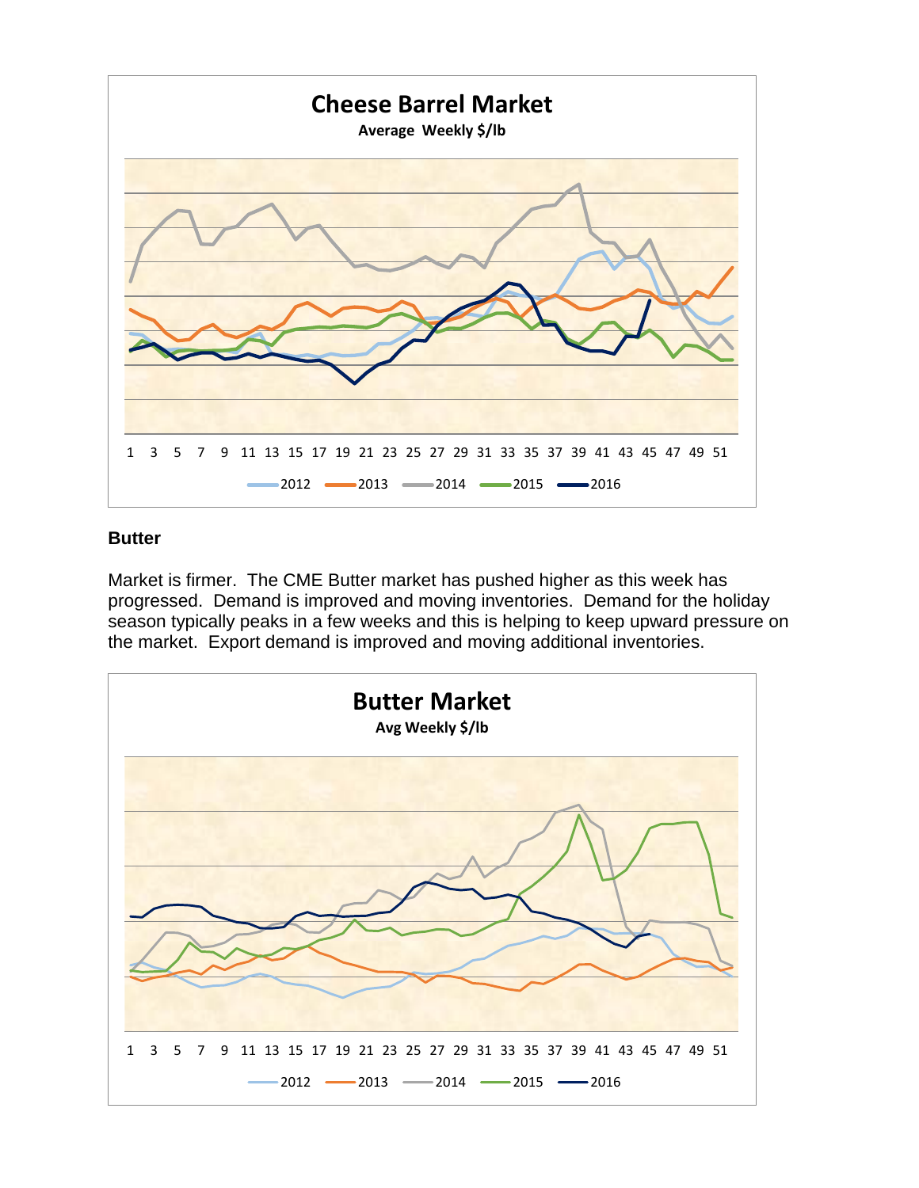**Cheese Barrel Market**

Average Weekly $/lb

1 3 5 7 9 11 13 15 17 19 21 23 25 27 29 31 33 35 37 39 41 43 45 47 49 51

2012 2013 2014 2015 2016

**Butter**

Market is firmer. The CME Butter market has pushed higher as this week has progressed. Demand is improved and moving inventories. Demand for the holiday season typically peaks in a few weeks and this is helping to keep upward pressure on the market. Export demand is improved and moving additional inventories.

**Butter Market**

Avg Weekly $/lb

1 3 5 7 9 11 13 15 17 19 21 23 25 27 29 31 33 35 37 39 41 43 45 47 49 51

2012 2013 2014 2015 2016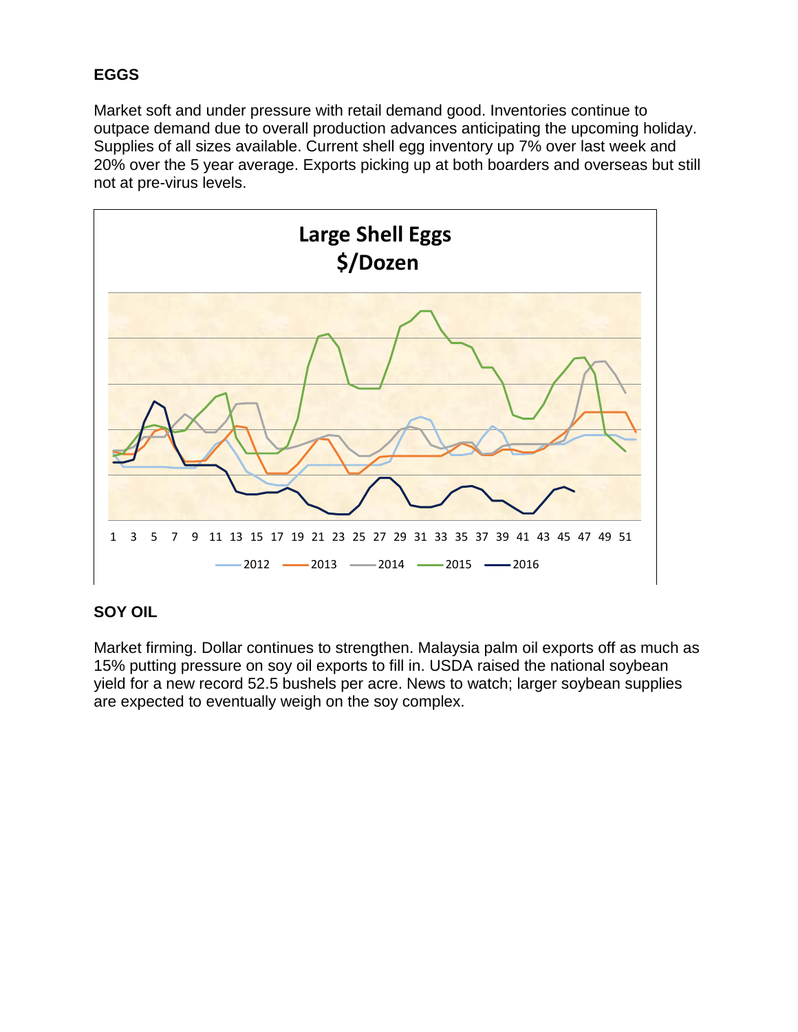**EGGS**

Market soft and under pressure with retail demand good. Inventories continue to outpace demand due to overall production advances anticipating the upcoming holiday. Supplies of all sizes available. Current shell egg inventory up 7% over last week and 20% over the 5 year average. Exports picking up at both boarders and overseas but still not at pre-virus levels.

**Large Shell Eggs**
**$/Dozen**

1 3 5 7 9 11 13 15 17 19 21 23 25 27 29 31 33 35 37 39 41 43 45 47 49 51

2012 2013 2014 2015 2016

**SOY OIL**

Market firming. Dollar continues to strengthen. Malaysia palm oil exports off as much as 15% putting pressure on soy oil exports to fill in. USDA raised the national soybean yield for a new record 52.5 bushels per acre. News to watch; larger soybean supplies are expected to eventually weigh on the soy complex.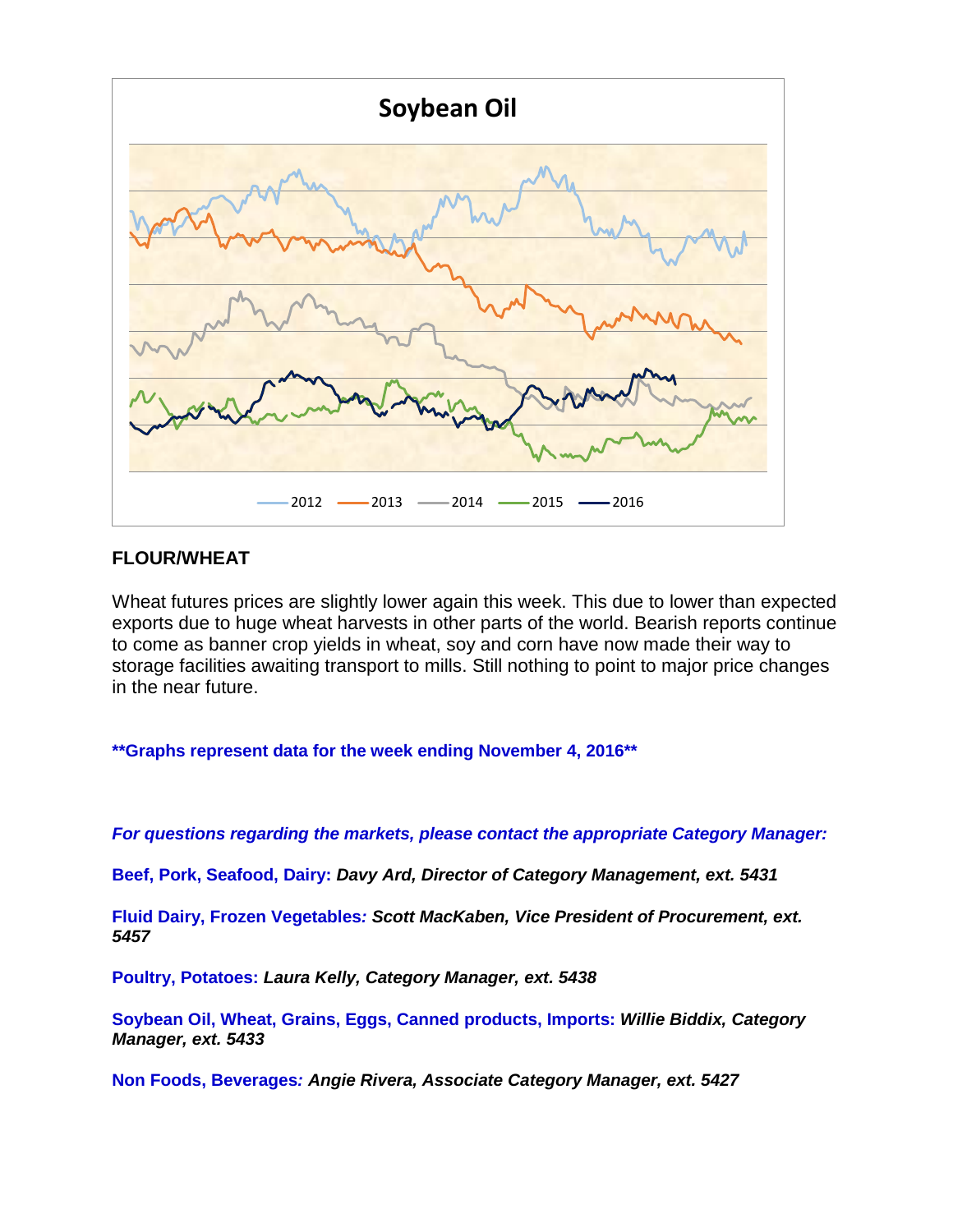Soybean Oil

2012
2013
2014
2015
2016

**FLOUR/WHEAT**

Wheat futures prices are slightly lower again this week. This due to lower than expected exports due to huge wheat harvests in other parts of the world. Bearish reports continue to come as banner crop yields in wheat, soy and corn have now made their way to storage facilities awaiting transport to mills. Still nothing to point to major price changes in the near future.

**\*\*Graphs represent data for the week ending November 4, 2016\*\***

***For questions regarding the markets, please contact the appropriate Category Manager:***

**Beef, Pork, Seafood, Dairy:** ***Davy Ard, Director of Category Management, ext. 5431***

**Fluid Dairy, Frozen Vegetables:** ***Scott MacKaben, Vice President of Procurement, ext. 5457***

**Poultry, Potatoes:** ***Laura Kelly, Category Manager, ext. 5438***

**Soybean Oil, Wheat, Grains, Eggs, Canned products, Imports:** ***Willie Biddix, Category Manager, ext. 5433***

**Non Foods, Beverages:** ***Angie Rivera, Associate Category Manager, ext. 5427***